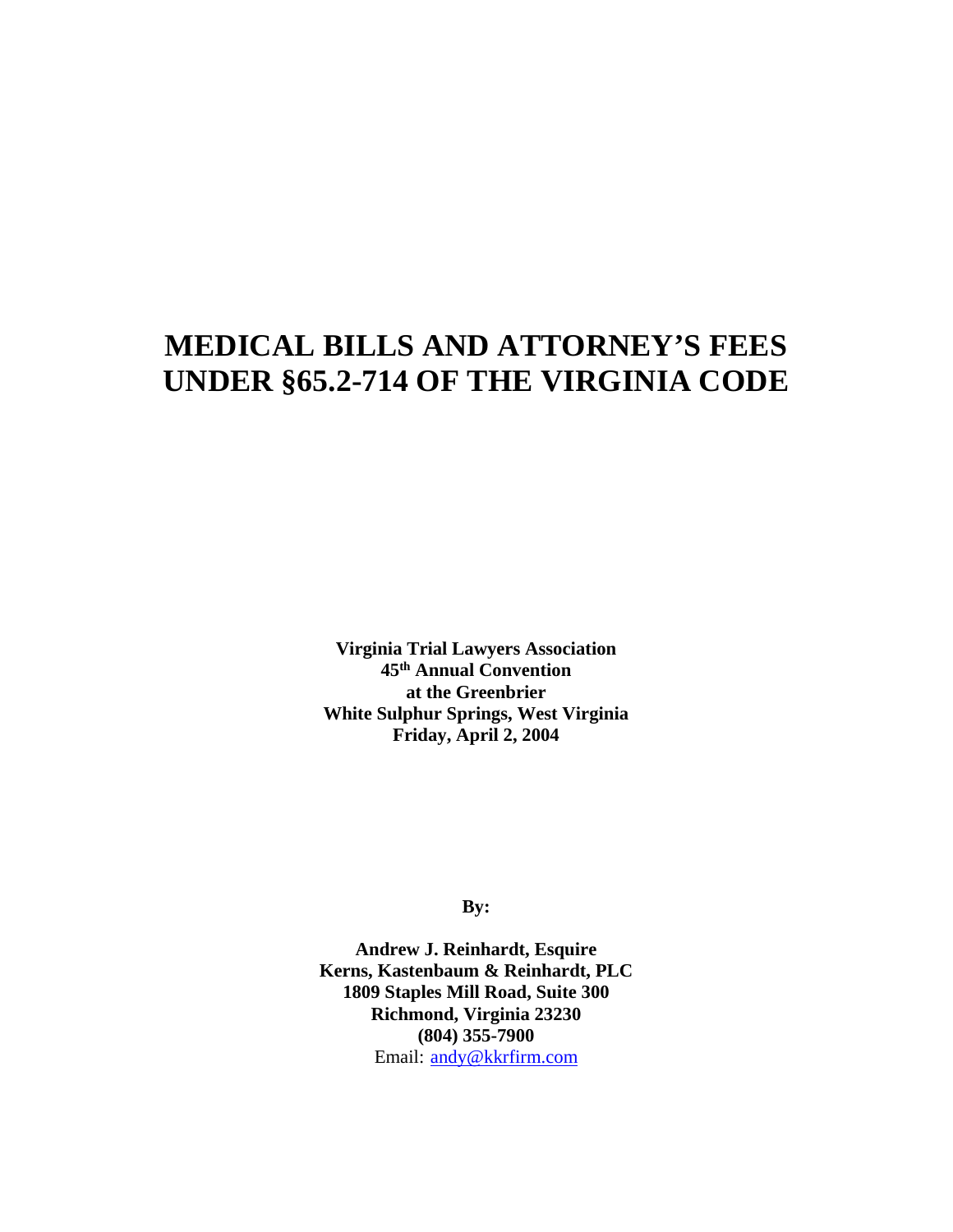# MEDICAL BILLS AND ATTORNEY'S FEES UNDER §65.2-714 OF THE VIRGINIA CODE

**Virginia Trial Lawyers Association**
**45th Annual Convention**
**at the Greenbrier**
**White Sulphur Springs, West Virginia**
**Friday, April 2, 2004**

**By:**

**Andrew J. Reinhardt, Esquire**
**Kerns, Kastenbaum & Reinhardt, PLC**
**1809 Staples Mill Road, Suite 300**
**Richmond, Virginia 23230**
**(804) 355-7900**
Email: andy@kkrfirm.com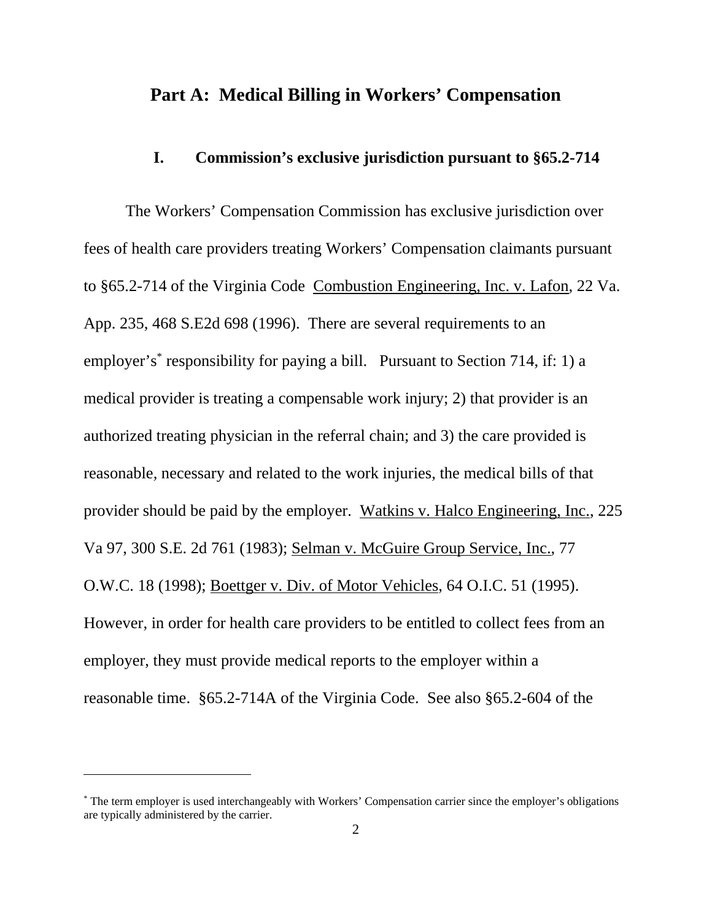## Part A: Medical Billing in Workers' Compensation

### I. Commission's exclusive jurisdiction pursuant to §65.2-714

The Workers' Compensation Commission has exclusive jurisdiction over fees of health care providers treating Workers' Compensation claimants pursuant to §65.2-714 of the Virginia Code <u>Combustion Engineering, Inc. v. Lafon</u>, 22 Va. App. 235, 468 S.E2d 698 (1996). There are several requirements to an employer's[*] responsibility for paying a bill. Pursuant to Section 714, if: 1) a medical provider is treating a compensable work injury; 2) that provider is an authorized treating physician in the referral chain; and 3) the care provided is reasonable, necessary and related to the work injuries, the medical bills of that provider should be paid by the employer. <u>Watkins v. Halco Engineering, Inc.</u>, 225 Va 97, 300 S.E. 2d 761 (1983); <u>Selman v. McGuire Group Service, Inc.</u>, 77 O.W.C. 18 (1998); <u>Boettger v. Div. of Motor Vehicles</u>, 64 O.I.C. 51 (1995). However, in order for health care providers to be entitled to collect fees from an employer, they must provide medical reports to the employer within a reasonable time. §65.2-714A of the Virginia Code. See also §65.2-604 of the

---

[*] The term employer is used interchangeably with Workers' Compensation carrier since the employer's obligations are typically administered by the carrier.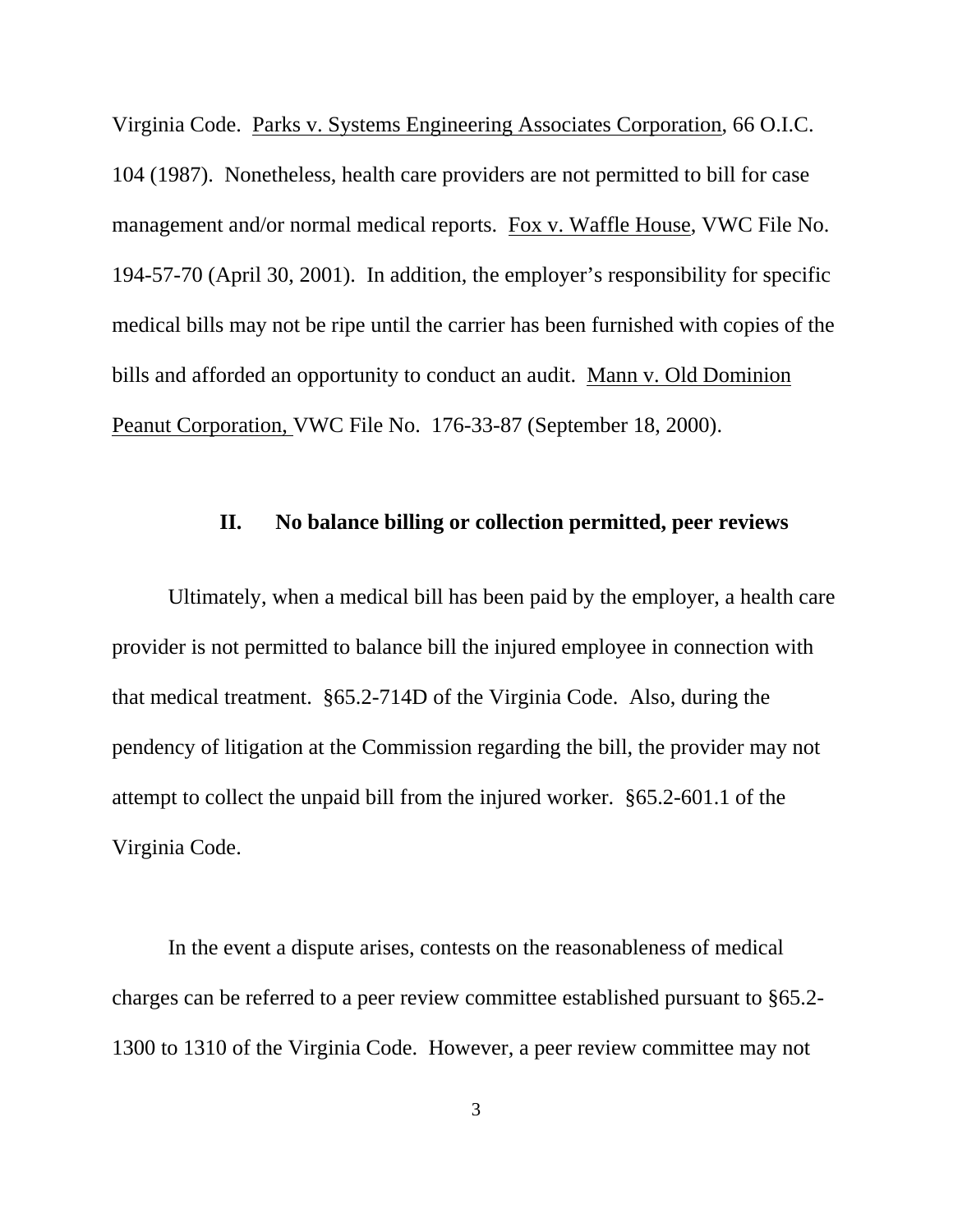Virginia Code. Parks v. Systems Engineering Associates Corporation, 66 O.I.C. 104 (1987). Nonetheless, health care providers are not permitted to bill for case management and/or normal medical reports. Fox v. Waffle House, VWC File No. 194-57-70 (April 30, 2001). In addition, the employer's responsibility for specific medical bills may not be ripe until the carrier has been furnished with copies of the bills and afforded an opportunity to conduct an audit. Mann v. Old Dominion Peanut Corporation, VWC File No. 176-33-87 (September 18, 2000).

## II. No balance billing or collection permitted, peer reviews

Ultimately, when a medical bill has been paid by the employer, a health care provider is not permitted to balance bill the injured employee in connection with that medical treatment. §65.2-714D of the Virginia Code. Also, during the pendency of litigation at the Commission regarding the bill, the provider may not attempt to collect the unpaid bill from the injured worker. §65.2-601.1 of the Virginia Code.

In the event a dispute arises, contests on the reasonableness of medical charges can be referred to a peer review committee established pursuant to §65.2-1300 to 1310 of the Virginia Code. However, a peer review committee may not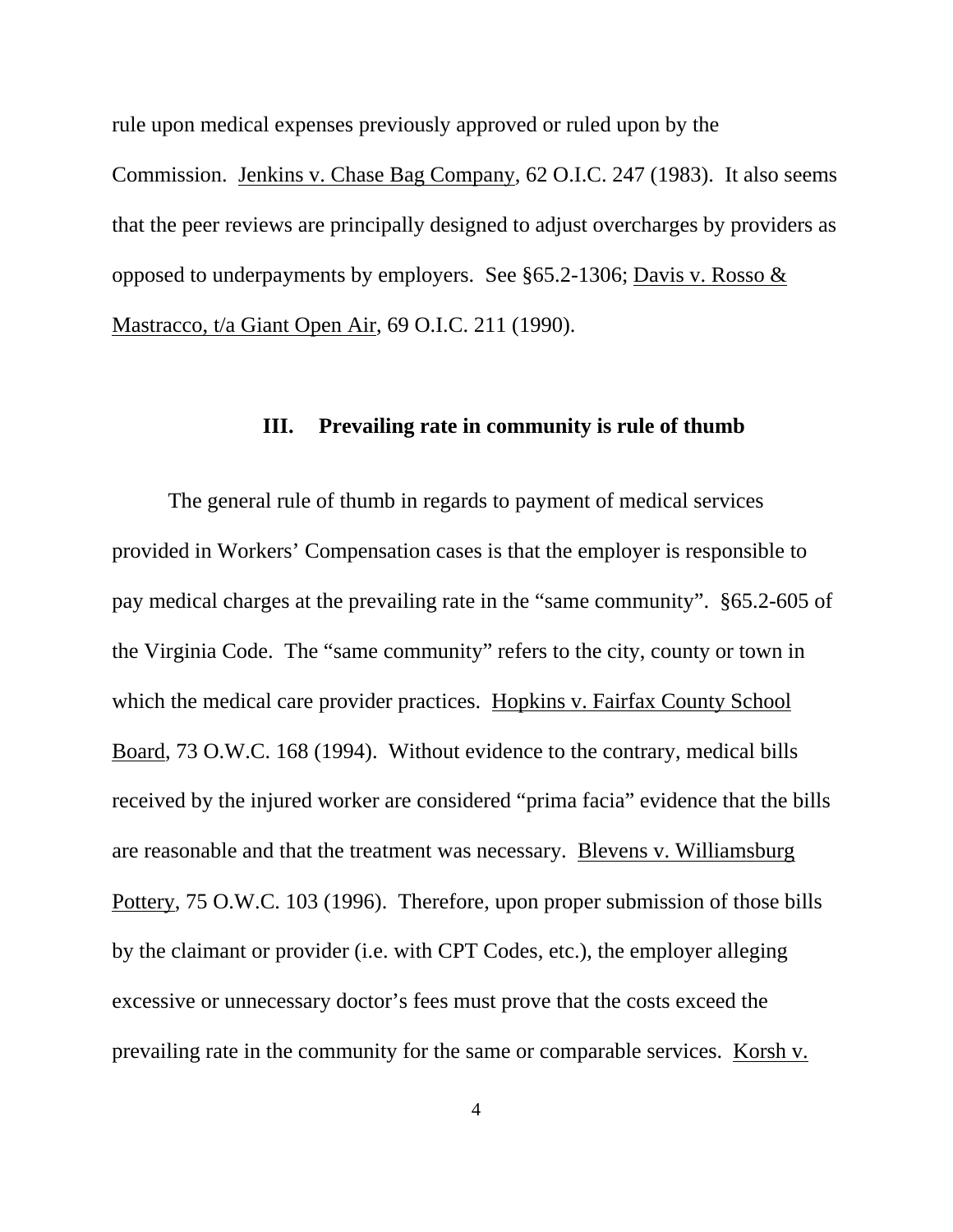rule upon medical expenses previously approved or ruled upon by the Commission. Jenkins v. Chase Bag Company, 62 O.I.C. 247 (1983). It also seems that the peer reviews are principally designed to adjust overcharges by providers as opposed to underpayments by employers. See §65.2-1306; Davis v. Rosso & Mastracco, t/a Giant Open Air, 69 O.I.C. 211 (1990).

## III. Prevailing rate in community is rule of thumb

The general rule of thumb in regards to payment of medical services provided in Workers' Compensation cases is that the employer is responsible to pay medical charges at the prevailing rate in the "same community". §65.2-605 of the Virginia Code. The "same community" refers to the city, county or town in which the medical care provider practices. Hopkins v. Fairfax County School Board, 73 O.W.C. 168 (1994). Without evidence to the contrary, medical bills received by the injured worker are considered "prima facia" evidence that the bills are reasonable and that the treatment was necessary. Blevens v. Williamsburg Pottery, 75 O.W.C. 103 (1996). Therefore, upon proper submission of those bills by the claimant or provider (i.e. with CPT Codes, etc.), the employer alleging excessive or unnecessary doctor's fees must prove that the costs exceed the prevailing rate in the community for the same or comparable services. Korsh v.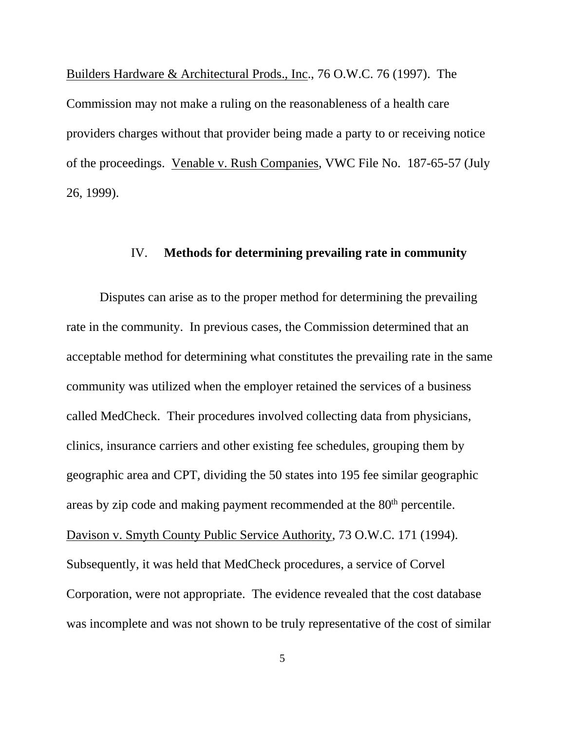Builders Hardware & Architectural Prods., Inc., 76 O.W.C. 76 (1997). The Commission may not make a ruling on the reasonableness of a health care providers charges without that provider being made a party to or receiving notice of the proceedings. Venable v. Rush Companies, VWC File No. 187-65-57 (July 26, 1999).

## IV. Methods for determining prevailing rate in community

Disputes can arise as to the proper method for determining the prevailing rate in the community. In previous cases, the Commission determined that an acceptable method for determining what constitutes the prevailing rate in the same community was utilized when the employer retained the services of a business called MedCheck. Their procedures involved collecting data from physicians, clinics, insurance carriers and other existing fee schedules, grouping them by geographic area and CPT, dividing the 50 states into 195 fee similar geographic areas by zip code and making payment recommended at the 80th percentile. Davison v. Smyth County Public Service Authority, 73 O.W.C. 171 (1994). Subsequently, it was held that MedCheck procedures, a service of Corvel Corporation, were not appropriate. The evidence revealed that the cost database was incomplete and was not shown to be truly representative of the cost of similar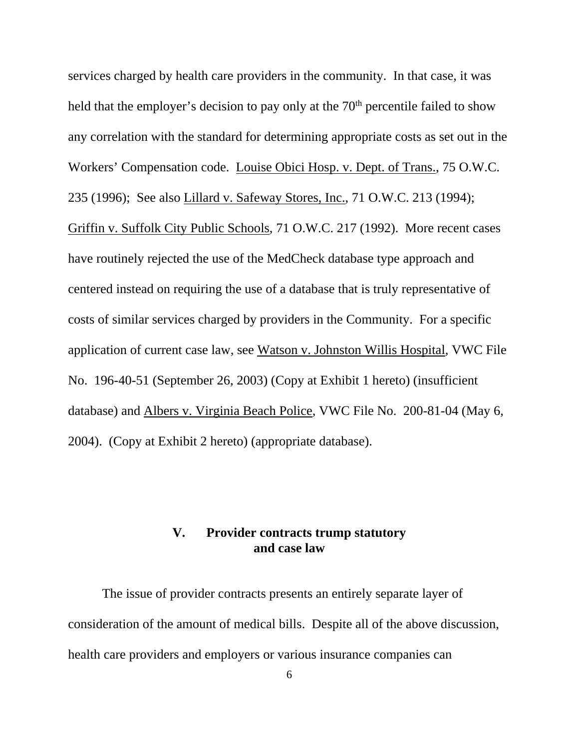services charged by health care providers in the community. In that case, it was held that the employer's decision to pay only at the 70th percentile failed to show any correlation with the standard for determining appropriate costs as set out in the Workers' Compensation code. Louise Obici Hosp. v. Dept. of Trans., 75 O.W.C. 235 (1996); See also Lillard v. Safeway Stores, Inc., 71 O.W.C. 213 (1994); Griffin v. Suffolk City Public Schools, 71 O.W.C. 217 (1992). More recent cases have routinely rejected the use of the MedCheck database type approach and centered instead on requiring the use of a database that is truly representative of costs of similar services charged by providers in the Community. For a specific application of current case law, see Watson v. Johnston Willis Hospital, VWC File No. 196-40-51 (September 26, 2003) (Copy at Exhibit 1 hereto) (insufficient database) and Albers v. Virginia Beach Police, VWC File No. 200-81-04 (May 6, 2004). (Copy at Exhibit 2 hereto) (appropriate database).

## V. Provider contracts trump statutory and case law

The issue of provider contracts presents an entirely separate layer of consideration of the amount of medical bills. Despite all of the above discussion, health care providers and employers or various insurance companies can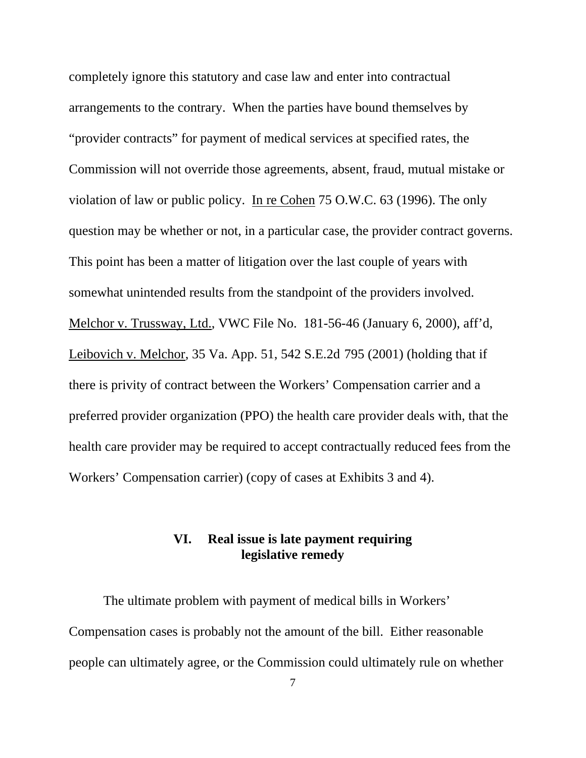completely ignore this statutory and case law and enter into contractual arrangements to the contrary. When the parties have bound themselves by "provider contracts" for payment of medical services at specified rates, the Commission will not override those agreements, absent, fraud, mutual mistake or violation of law or public policy. In re Cohen 75 O.W.C. 63 (1996). The only question may be whether or not, in a particular case, the provider contract governs. This point has been a matter of litigation over the last couple of years with somewhat unintended results from the standpoint of the providers involved. Melchor v. Trussway, Ltd., VWC File No. 181-56-46 (January 6, 2000), aff'd, Leibovich v. Melchor, 35 Va. App. 51, 542 S.E.2d 795 (2001) (holding that if there is privity of contract between the Workers' Compensation carrier and a preferred provider organization (PPO) the health care provider deals with, that the health care provider may be required to accept contractually reduced fees from the Workers' Compensation carrier) (copy of cases at Exhibits 3 and 4).

## VI. Real issue is late payment requiring legislative remedy

The ultimate problem with payment of medical bills in Workers' Compensation cases is probably not the amount of the bill. Either reasonable people can ultimately agree, or the Commission could ultimately rule on whether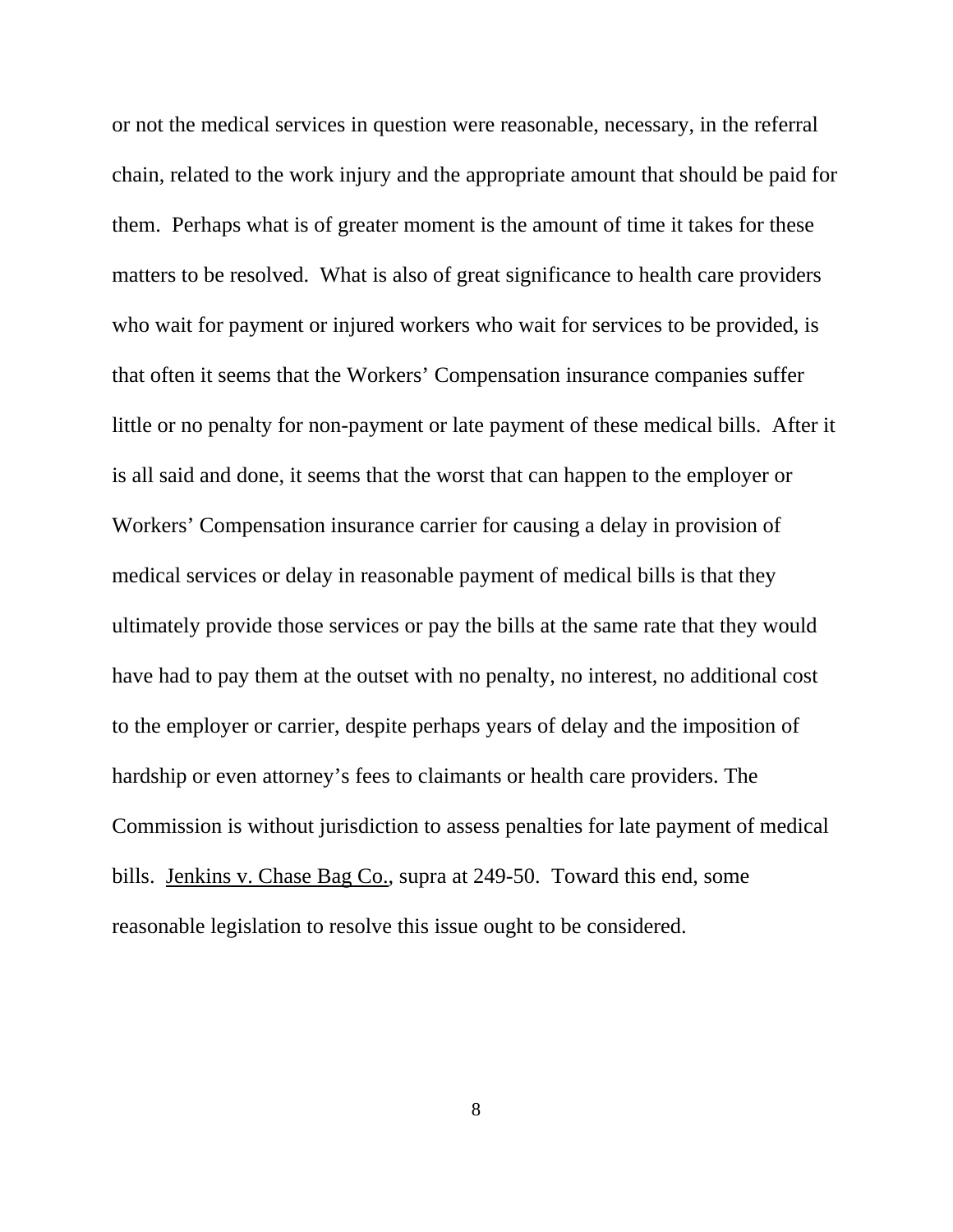or not the medical services in question were reasonable, necessary, in the referral chain, related to the work injury and the appropriate amount that should be paid for them. Perhaps what is of greater moment is the amount of time it takes for these matters to be resolved. What is also of great significance to health care providers who wait for payment or injured workers who wait for services to be provided, is that often it seems that the Workers' Compensation insurance companies suffer little or no penalty for non-payment or late payment of these medical bills. After it is all said and done, it seems that the worst that can happen to the employer or Workers' Compensation insurance carrier for causing a delay in provision of medical services or delay in reasonable payment of medical bills is that they ultimately provide those services or pay the bills at the same rate that they would have had to pay them at the outset with no penalty, no interest, no additional cost to the employer or carrier, despite perhaps years of delay and the imposition of hardship or even attorney's fees to claimants or health care providers. The Commission is without jurisdiction to assess penalties for late payment of medical bills. <u>Jenkins v. Chase Bag Co.</u>, supra at 249-50. Toward this end, some reasonable legislation to resolve this issue ought to be considered.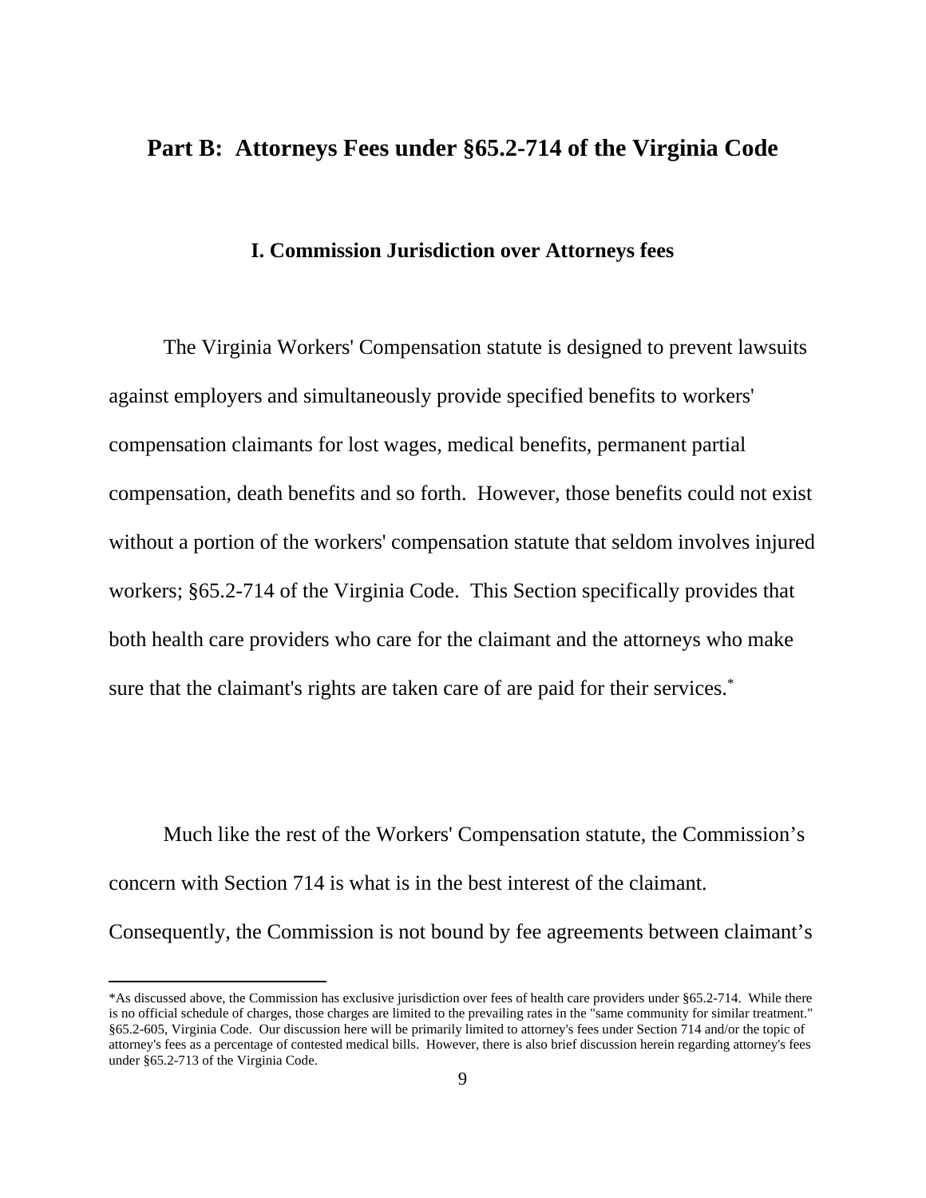## Part B: Attorneys Fees under §65.2-714 of the Virginia Code

### I. Commission Jurisdiction over Attorneys fees

The Virginia Workers' Compensation statute is designed to prevent lawsuits against employers and simultaneously provide specified benefits to workers' compensation claimants for lost wages, medical benefits, permanent partial compensation, death benefits and so forth. However, those benefits could not exist without a portion of the workers' compensation statute that seldom involves injured workers; §65.2-714 of the Virginia Code. This Section specifically provides that both health care providers who care for the claimant and the attorneys who make sure that the claimant's rights are taken care of are paid for their services.[*]

Much like the rest of the Workers' Compensation statute, the Commission's concern with Section 714 is what is in the best interest of the claimant. Consequently, the Commission is not bound by fee agreements between claimant's

---

*As discussed above, the Commission has exclusive jurisdiction over fees of health care providers under §65.2-714. While there is no official schedule of charges, those charges are limited to the prevailing rates in the "same community for similar treatment." §65.2-605, Virginia Code. Our discussion here will be primarily limited to attorney's fees under Section 714 and/or the topic of attorney's fees as a percentage of contested medical bills. However, there is also brief discussion herein regarding attorney's fees under §65.2-713 of the Virginia Code.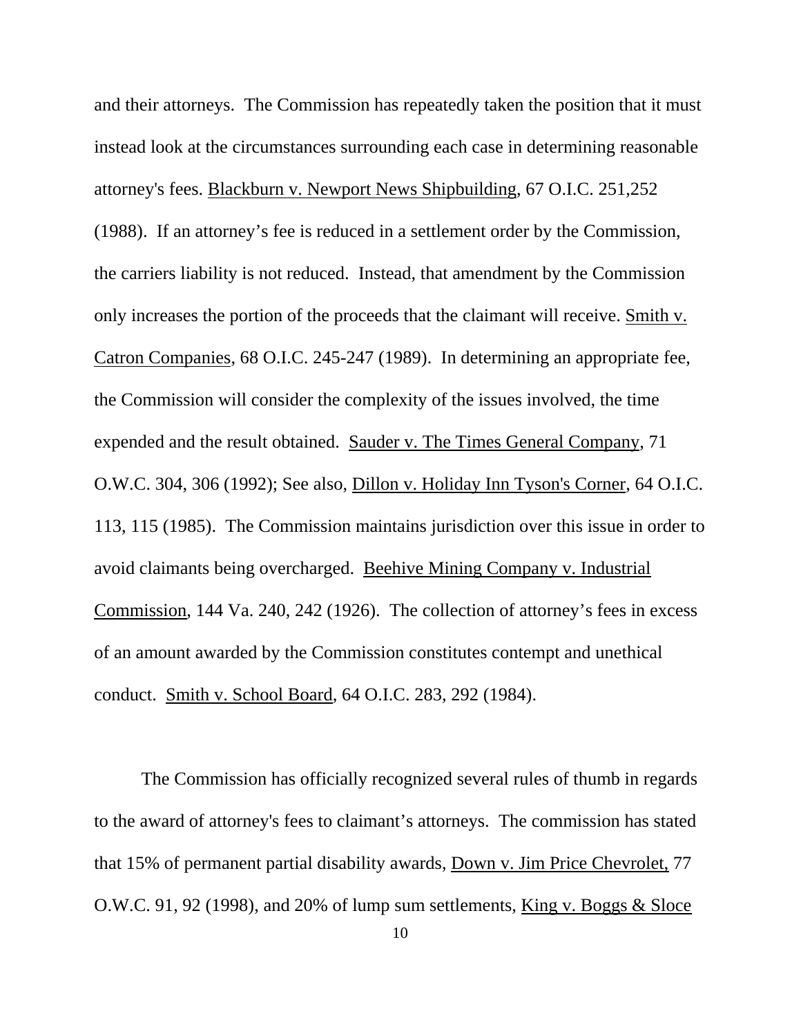and their attorneys. The Commission has repeatedly taken the position that it must instead look at the circumstances surrounding each case in determining reasonable attorney's fees. Blackburn v. Newport News Shipbuilding, 67 O.I.C. 251,252 (1988). If an attorney's fee is reduced in a settlement order by the Commission, the carriers liability is not reduced. Instead, that amendment by the Commission only increases the portion of the proceeds that the claimant will receive. Smith v. Catron Companies, 68 O.I.C. 245-247 (1989). In determining an appropriate fee, the Commission will consider the complexity of the issues involved, the time expended and the result obtained. Sauder v. The Times General Company, 71 O.W.C. 304, 306 (1992); See also, Dillon v. Holiday Inn Tyson's Corner, 64 O.I.C. 113, 115 (1985). The Commission maintains jurisdiction over this issue in order to avoid claimants being overcharged. Beehive Mining Company v. Industrial Commission, 144 Va. 240, 242 (1926). The collection of attorney's fees in excess of an amount awarded by the Commission constitutes contempt and unethical conduct. Smith v. School Board, 64 O.I.C. 283, 292 (1984).

The Commission has officially recognized several rules of thumb in regards to the award of attorney's fees to claimant's attorneys. The commission has stated that 15% of permanent partial disability awards, Down v. Jim Price Chevrolet, 77 O.W.C. 91, 92 (1998), and 20% of lump sum settlements, King v. Boggs & Sloce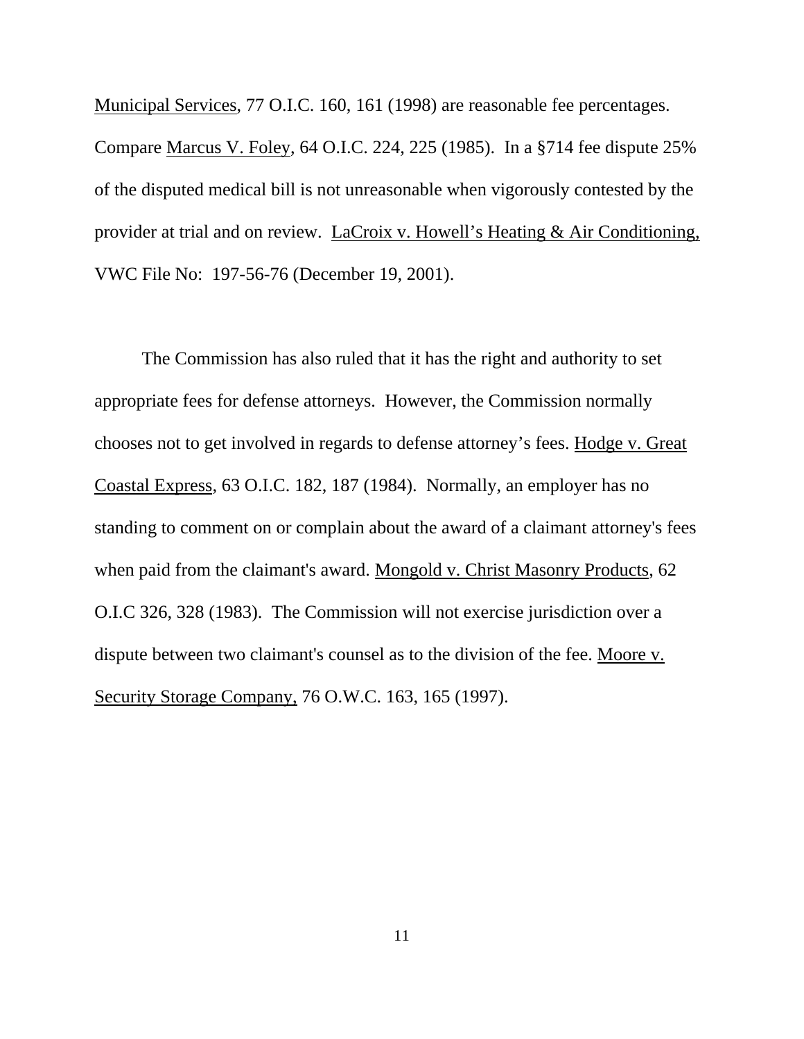Municipal Services, 77 O.I.C. 160, 161 (1998) are reasonable fee percentages. Compare Marcus V. Foley, 64 O.I.C. 224, 225 (1985). In a §714 fee dispute 25% of the disputed medical bill is not unreasonable when vigorously contested by the provider at trial and on review. LaCroix v. Howell's Heating & Air Conditioning, VWC File No: 197-56-76 (December 19, 2001).

The Commission has also ruled that it has the right and authority to set appropriate fees for defense attorneys. However, the Commission normally chooses not to get involved in regards to defense attorney's fees. Hodge v. Great Coastal Express, 63 O.I.C. 182, 187 (1984). Normally, an employer has no standing to comment on or complain about the award of a claimant attorney's fees when paid from the claimant's award. Mongold v. Christ Masonry Products, 62 O.I.C 326, 328 (1983). The Commission will not exercise jurisdiction over a dispute between two claimant's counsel as to the division of the fee. Moore v. Security Storage Company, 76 O.W.C. 163, 165 (1997).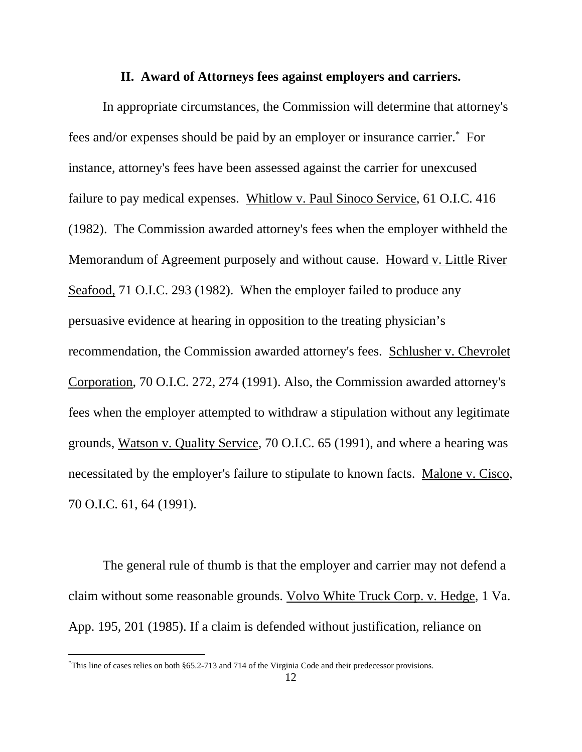## II. Award of Attorneys fees against employers and carriers.

In appropriate circumstances, the Commission will determine that attorney's fees and/or expenses should be paid by an employer or insurance carrier.[*] For instance, attorney's fees have been assessed against the carrier for unexcused failure to pay medical expenses. Whitlow v. Paul Sinoco Service, 61 O.I.C. 416 (1982). The Commission awarded attorney's fees when the employer withheld the Memorandum of Agreement purposely and without cause. Howard v. Little River Seafood, 71 O.I.C. 293 (1982). When the employer failed to produce any persuasive evidence at hearing in opposition to the treating physician's recommendation, the Commission awarded attorney's fees. Schlusher v. Chevrolet Corporation, 70 O.I.C. 272, 274 (1991). Also, the Commission awarded attorney's fees when the employer attempted to withdraw a stipulation without any legitimate grounds, Watson v. Quality Service, 70 O.I.C. 65 (1991), and where a hearing was necessitated by the employer's failure to stipulate to known facts. Malone v. Cisco, 70 O.I.C. 61, 64 (1991).

The general rule of thumb is that the employer and carrier may not defend a claim without some reasonable grounds. Volvo White Truck Corp. v. Hedge, 1 Va. App. 195, 201 (1985). If a claim is defended without justification, reliance on

[*] This line of cases relies on both §65.2-713 and 714 of the Virginia Code and their predecessor provisions.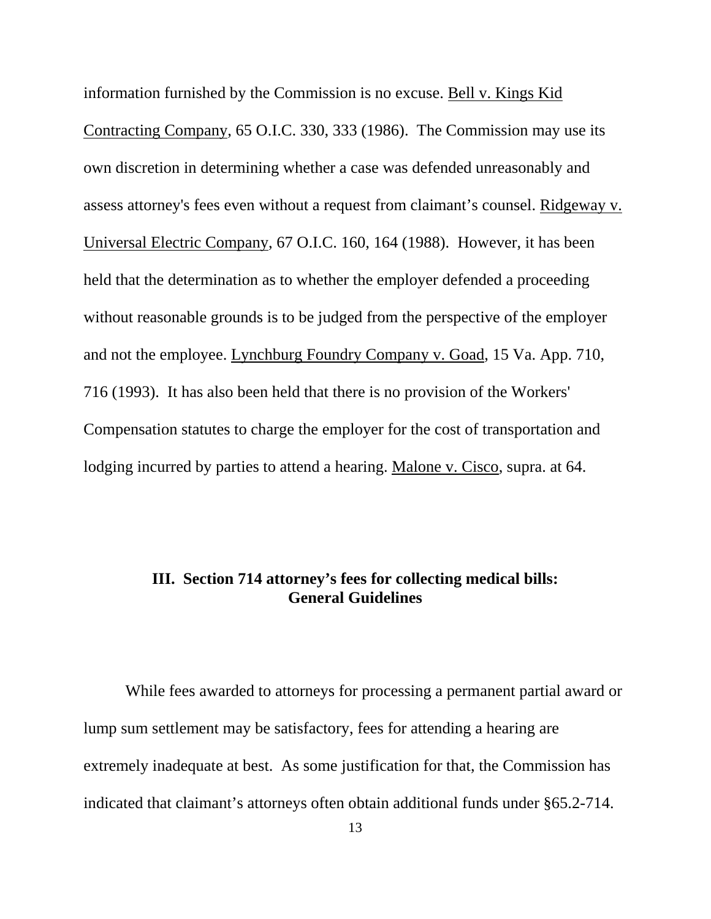information furnished by the Commission is no excuse. Bell v. Kings Kid Contracting Company, 65 O.I.C. 330, 333 (1986). The Commission may use its own discretion in determining whether a case was defended unreasonably and assess attorney's fees even without a request from claimant's counsel. Ridgeway v. Universal Electric Company, 67 O.I.C. 160, 164 (1988). However, it has been held that the determination as to whether the employer defended a proceeding without reasonable grounds is to be judged from the perspective of the employer and not the employee. Lynchburg Foundry Company v. Goad, 15 Va. App. 710, 716 (1993). It has also been held that there is no provision of the Workers' Compensation statutes to charge the employer for the cost of transportation and lodging incurred by parties to attend a hearing. Malone v. Cisco, supra. at 64.

## III. Section 714 attorney's fees for collecting medical bills: General Guidelines

While fees awarded to attorneys for processing a permanent partial award or lump sum settlement may be satisfactory, fees for attending a hearing are extremely inadequate at best. As some justification for that, the Commission has indicated that claimant's attorneys often obtain additional funds under §65.2-714.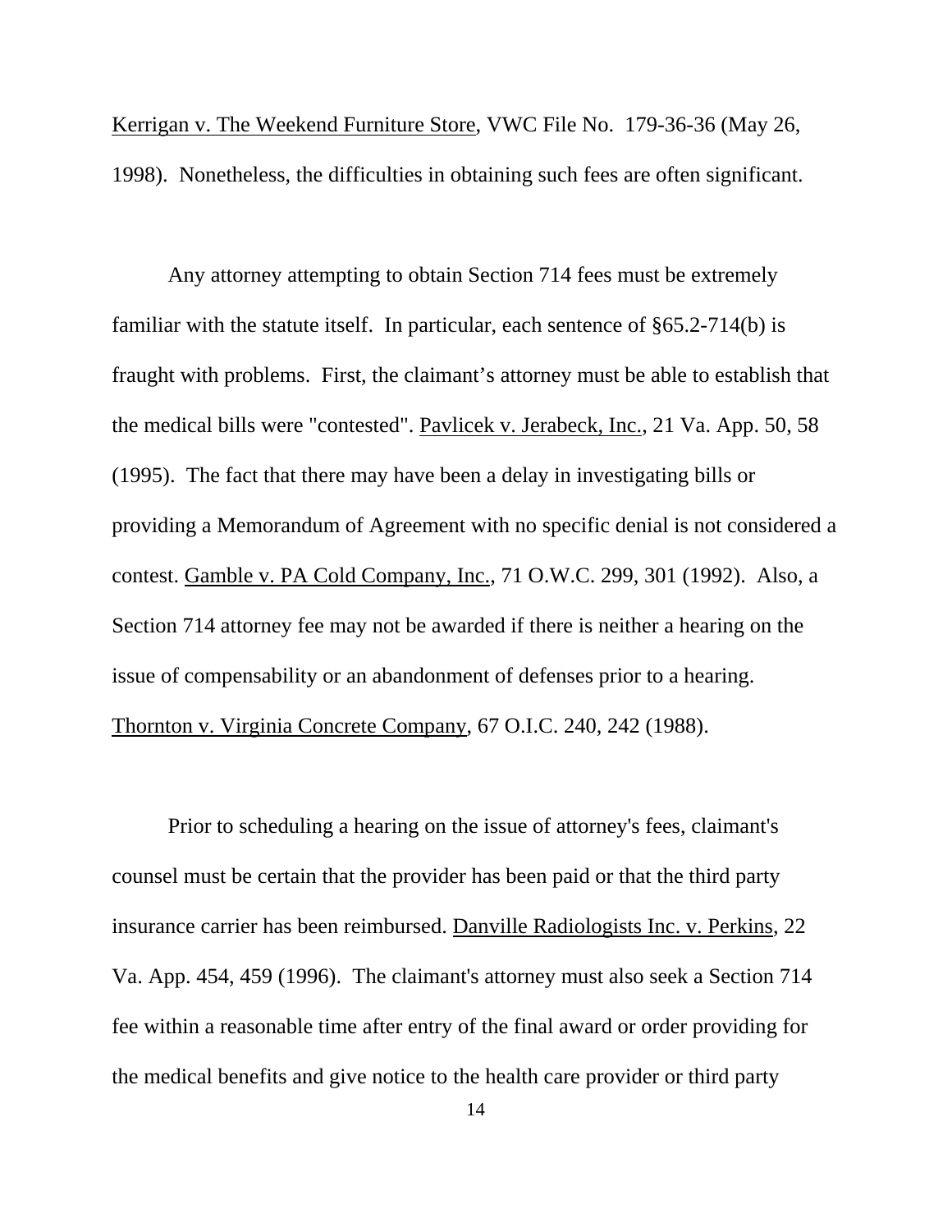Kerrigan v. The Weekend Furniture Store, VWC File No. 179-36-36 (May 26, 1998). Nonetheless, the difficulties in obtaining such fees are often significant.

Any attorney attempting to obtain Section 714 fees must be extremely familiar with the statute itself. In particular, each sentence of §65.2-714(b) is fraught with problems. First, the claimant's attorney must be able to establish that the medical bills were "contested". Pavlicek v. Jerabeck, Inc., 21 Va. App. 50, 58 (1995). The fact that there may have been a delay in investigating bills or providing a Memorandum of Agreement with no specific denial is not considered a contest. Gamble v. PA Cold Company, Inc., 71 O.W.C. 299, 301 (1992). Also, a Section 714 attorney fee may not be awarded if there is neither a hearing on the issue of compensability or an abandonment of defenses prior to a hearing. Thornton v. Virginia Concrete Company, 67 O.I.C. 240, 242 (1988).

Prior to scheduling a hearing on the issue of attorney's fees, claimant's counsel must be certain that the provider has been paid or that the third party insurance carrier has been reimbursed. Danville Radiologists Inc. v. Perkins, 22 Va. App. 454, 459 (1996). The claimant's attorney must also seek a Section 714 fee within a reasonable time after entry of the final award or order providing for the medical benefits and give notice to the health care provider or third party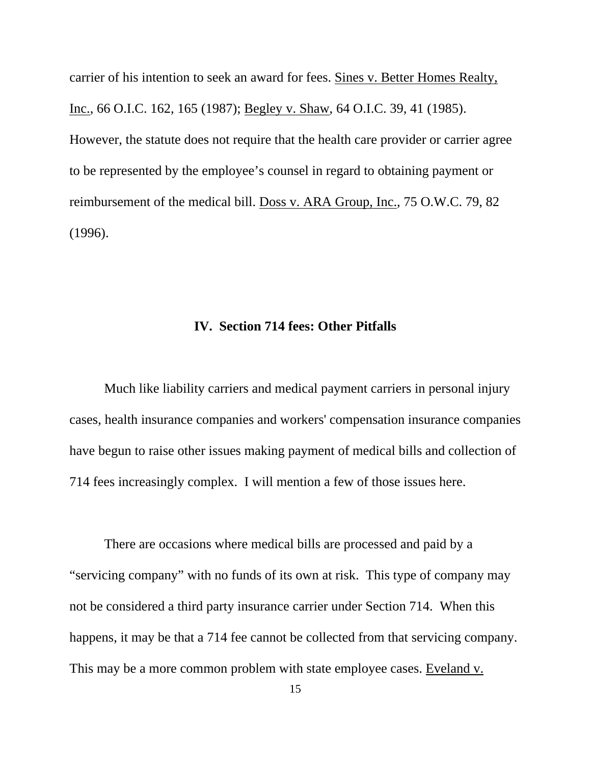carrier of his intention to seek an award for fees. Sines v. Better Homes Realty, Inc., 66 O.I.C. 162, 165 (1987); Begley v. Shaw, 64 O.I.C. 39, 41 (1985). However, the statute does not require that the health care provider or carrier agree to be represented by the employee's counsel in regard to obtaining payment or reimbursement of the medical bill. Doss v. ARA Group, Inc., 75 O.W.C. 79, 82 (1996).

## IV. Section 714 fees: Other Pitfalls

Much like liability carriers and medical payment carriers in personal injury cases, health insurance companies and workers' compensation insurance companies have begun to raise other issues making payment of medical bills and collection of 714 fees increasingly complex. I will mention a few of those issues here.

There are occasions where medical bills are processed and paid by a "servicing company" with no funds of its own at risk. This type of company may not be considered a third party insurance carrier under Section 714. When this happens, it may be that a 714 fee cannot be collected from that servicing company. This may be a more common problem with state employee cases. Eveland v.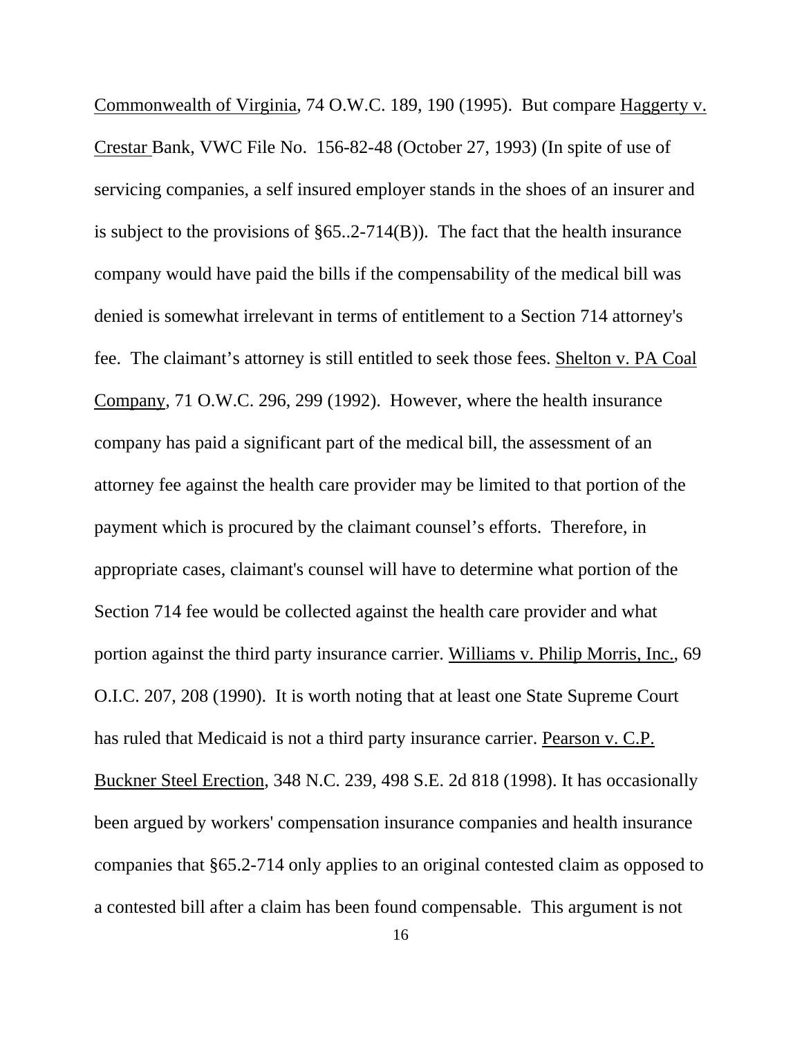Commonwealth of Virginia, 74 O.W.C. 189, 190 (1995). But compare Haggerty v. Crestar Bank, VWC File No. 156-82-48 (October 27, 1993) (In spite of use of servicing companies, a self insured employer stands in the shoes of an insurer and is subject to the provisions of §65..2-714(B)). The fact that the health insurance company would have paid the bills if the compensability of the medical bill was denied is somewhat irrelevant in terms of entitlement to a Section 714 attorney's fee. The claimant's attorney is still entitled to seek those fees. Shelton v. PA Coal Company, 71 O.W.C. 296, 299 (1992). However, where the health insurance company has paid a significant part of the medical bill, the assessment of an attorney fee against the health care provider may be limited to that portion of the payment which is procured by the claimant counsel's efforts. Therefore, in appropriate cases, claimant's counsel will have to determine what portion of the Section 714 fee would be collected against the health care provider and what portion against the third party insurance carrier. Williams v. Philip Morris, Inc., 69 O.I.C. 207, 208 (1990). It is worth noting that at least one State Supreme Court has ruled that Medicaid is not a third party insurance carrier. Pearson v. C.P. Buckner Steel Erection, 348 N.C. 239, 498 S.E. 2d 818 (1998). It has occasionally been argued by workers' compensation insurance companies and health insurance companies that §65.2-714 only applies to an original contested claim as opposed to a contested bill after a claim has been found compensable. This argument is not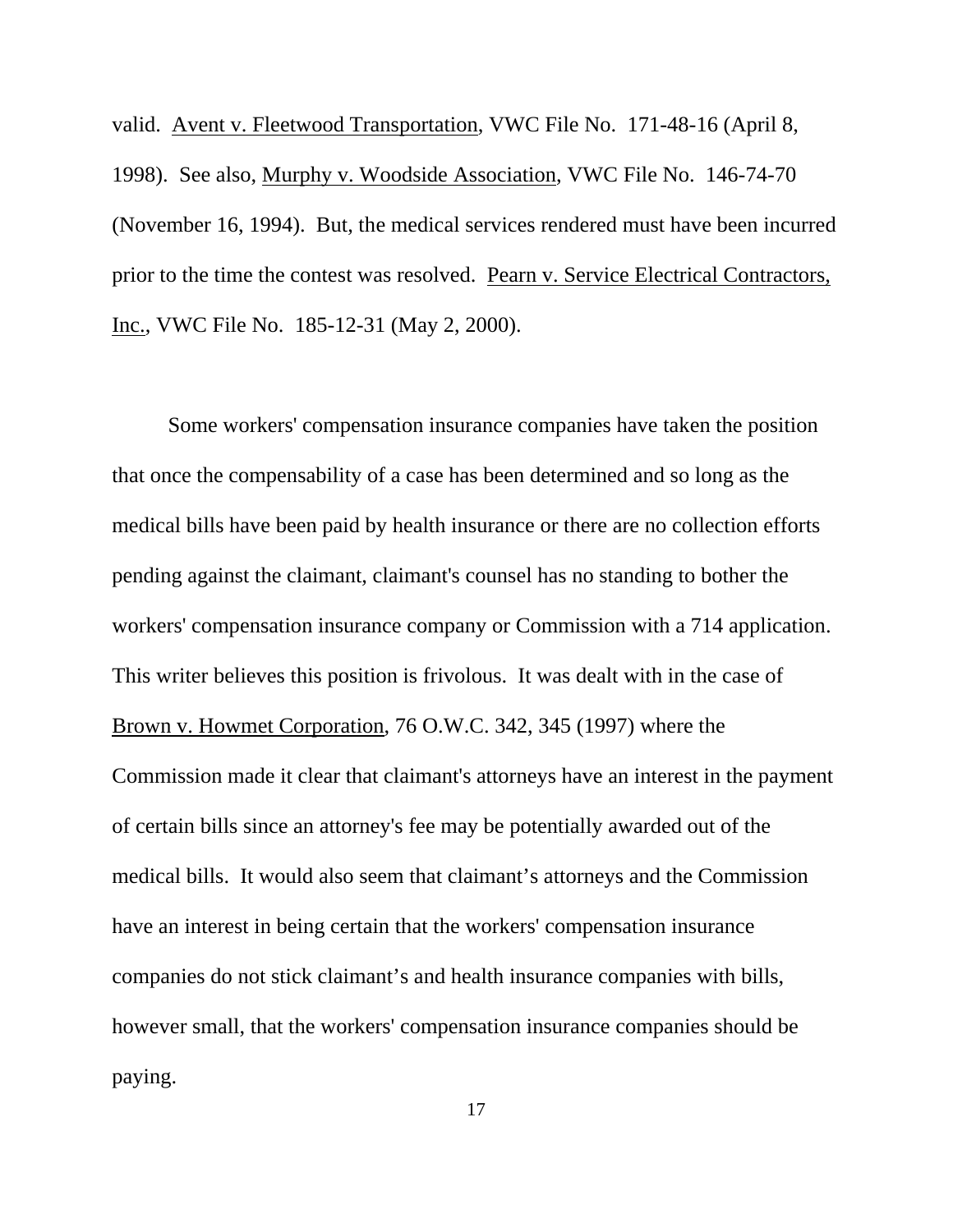valid. Avent v. Fleetwood Transportation, VWC File No. 171-48-16 (April 8, 1998). See also, Murphy v. Woodside Association, VWC File No. 146-74-70 (November 16, 1994). But, the medical services rendered must have been incurred prior to the time the contest was resolved. Pearn v. Service Electrical Contractors, Inc., VWC File No. 185-12-31 (May 2, 2000).

Some workers' compensation insurance companies have taken the position that once the compensability of a case has been determined and so long as the medical bills have been paid by health insurance or there are no collection efforts pending against the claimant, claimant's counsel has no standing to bother the workers' compensation insurance company or Commission with a 714 application. This writer believes this position is frivolous. It was dealt with in the case of Brown v. Howmet Corporation, 76 O.W.C. 342, 345 (1997) where the Commission made it clear that claimant's attorneys have an interest in the payment of certain bills since an attorney's fee may be potentially awarded out of the medical bills. It would also seem that claimant's attorneys and the Commission have an interest in being certain that the workers' compensation insurance companies do not stick claimant's and health insurance companies with bills, however small, that the workers' compensation insurance companies should be paying.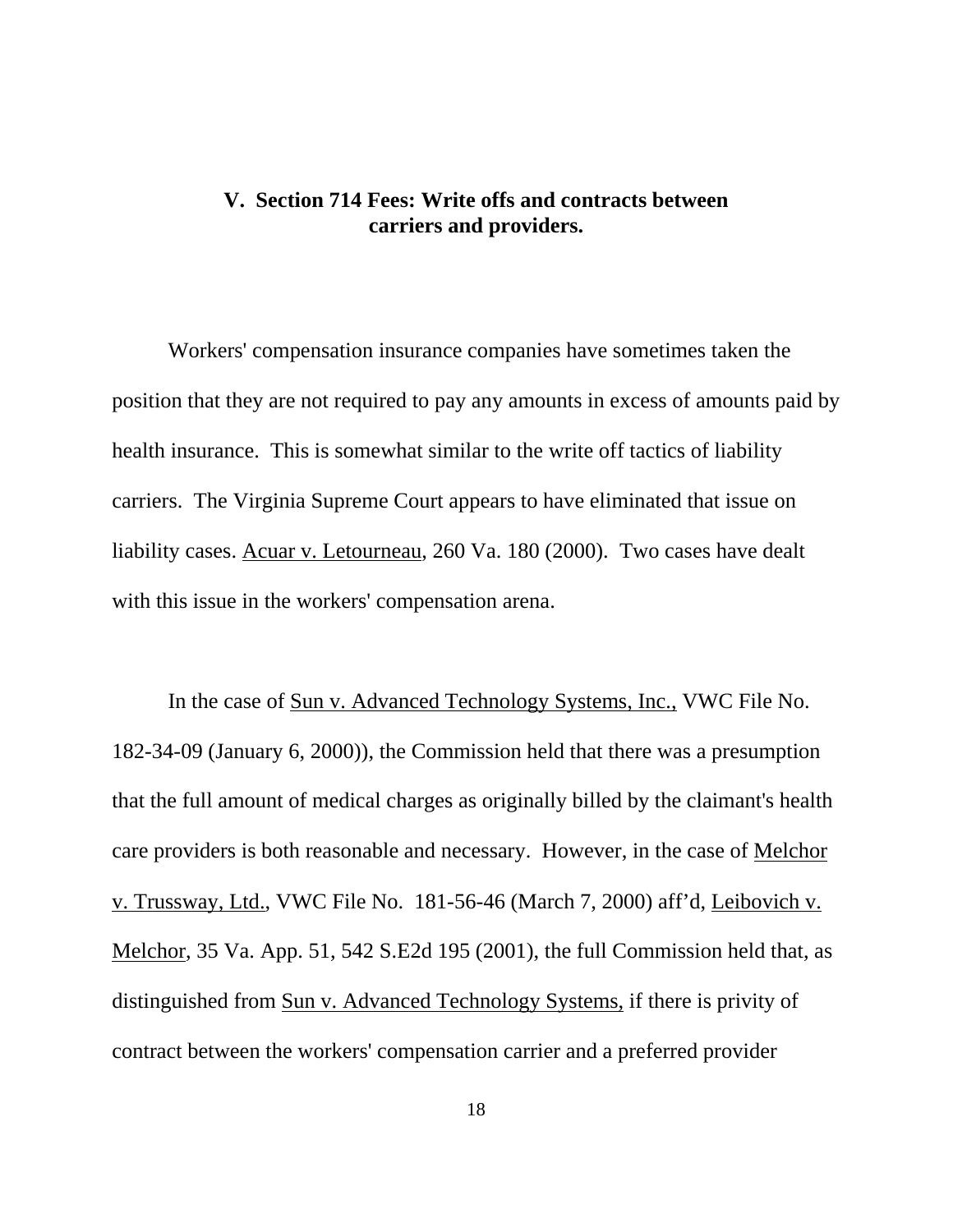## V. Section 714 Fees: Write offs and contracts between carriers and providers.

Workers' compensation insurance companies have sometimes taken the position that they are not required to pay any amounts in excess of amounts paid by health insurance. This is somewhat similar to the write off tactics of liability carriers. The Virginia Supreme Court appears to have eliminated that issue on liability cases. Acuar v. Letourneau, 260 Va. 180 (2000). Two cases have dealt with this issue in the workers' compensation arena.

In the case of Sun v. Advanced Technology Systems, Inc., VWC File No. 182-34-09 (January 6, 2000)), the Commission held that there was a presumption that the full amount of medical charges as originally billed by the claimant's health care providers is both reasonable and necessary. However, in the case of Melchor v. Trussway, Ltd., VWC File No. 181-56-46 (March 7, 2000) aff'd, Leibovich v. Melchor, 35 Va. App. 51, 542 S.E2d 195 (2001), the full Commission held that, as distinguished from Sun v. Advanced Technology Systems, if there is privity of contract between the workers' compensation carrier and a preferred provider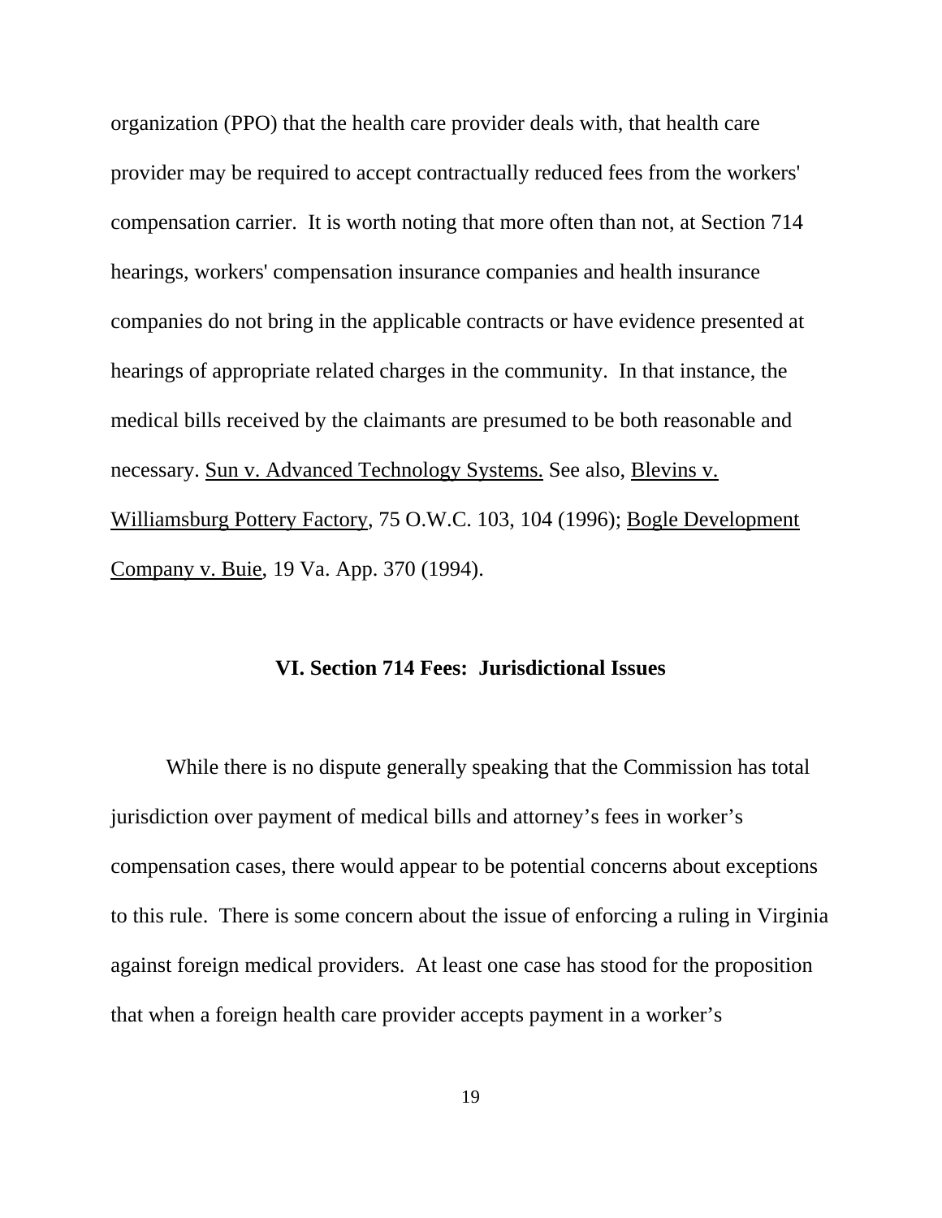organization (PPO) that the health care provider deals with, that health care provider may be required to accept contractually reduced fees from the workers' compensation carrier. It is worth noting that more often than not, at Section 714 hearings, workers' compensation insurance companies and health insurance companies do not bring in the applicable contracts or have evidence presented at hearings of appropriate related charges in the community. In that instance, the medical bills received by the claimants are presumed to be both reasonable and necessary. Sun v. Advanced Technology Systems. See also, Blevins v. Williamsburg Pottery Factory, 75 O.W.C. 103, 104 (1996); Bogle Development Company v. Buie, 19 Va. App. 370 (1994).

## VI. Section 714 Fees: Jurisdictional Issues

While there is no dispute generally speaking that the Commission has total jurisdiction over payment of medical bills and attorney's fees in worker's compensation cases, there would appear to be potential concerns about exceptions to this rule. There is some concern about the issue of enforcing a ruling in Virginia against foreign medical providers. At least one case has stood for the proposition that when a foreign health care provider accepts payment in a worker's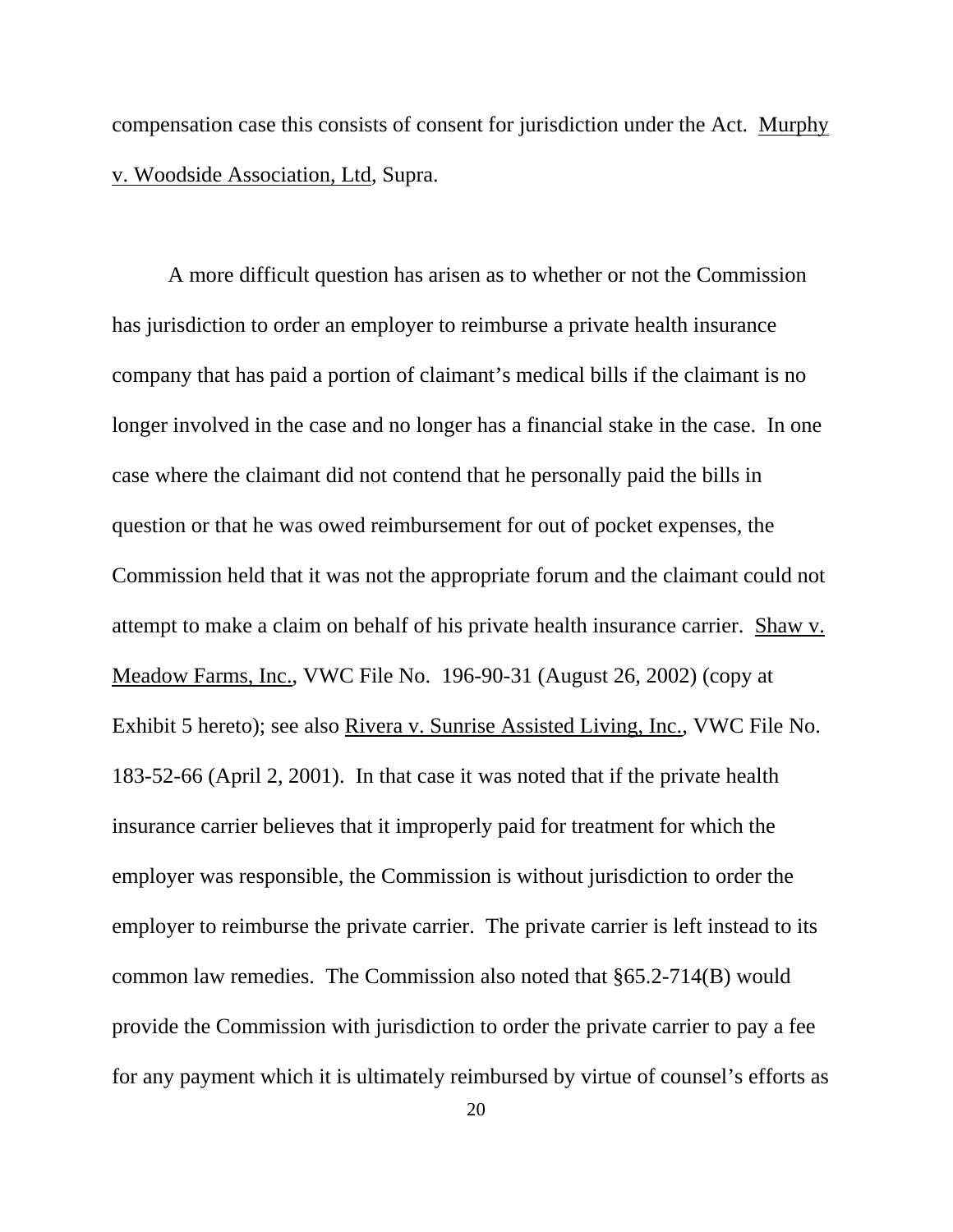compensation case this consists of consent for jurisdiction under the Act. Murphy v. Woodside Association, Ltd, Supra.

A more difficult question has arisen as to whether or not the Commission has jurisdiction to order an employer to reimburse a private health insurance company that has paid a portion of claimant's medical bills if the claimant is no longer involved in the case and no longer has a financial stake in the case. In one case where the claimant did not contend that he personally paid the bills in question or that he was owed reimbursement for out of pocket expenses, the Commission held that it was not the appropriate forum and the claimant could not attempt to make a claim on behalf of his private health insurance carrier. Shaw v. Meadow Farms, Inc., VWC File No. 196-90-31 (August 26, 2002) (copy at Exhibit 5 hereto); see also Rivera v. Sunrise Assisted Living, Inc., VWC File No. 183-52-66 (April 2, 2001). In that case it was noted that if the private health insurance carrier believes that it improperly paid for treatment for which the employer was responsible, the Commission is without jurisdiction to order the employer to reimburse the private carrier. The private carrier is left instead to its common law remedies. The Commission also noted that §65.2-714(B) would provide the Commission with jurisdiction to order the private carrier to pay a fee for any payment which it is ultimately reimbursed by virtue of counsel's efforts as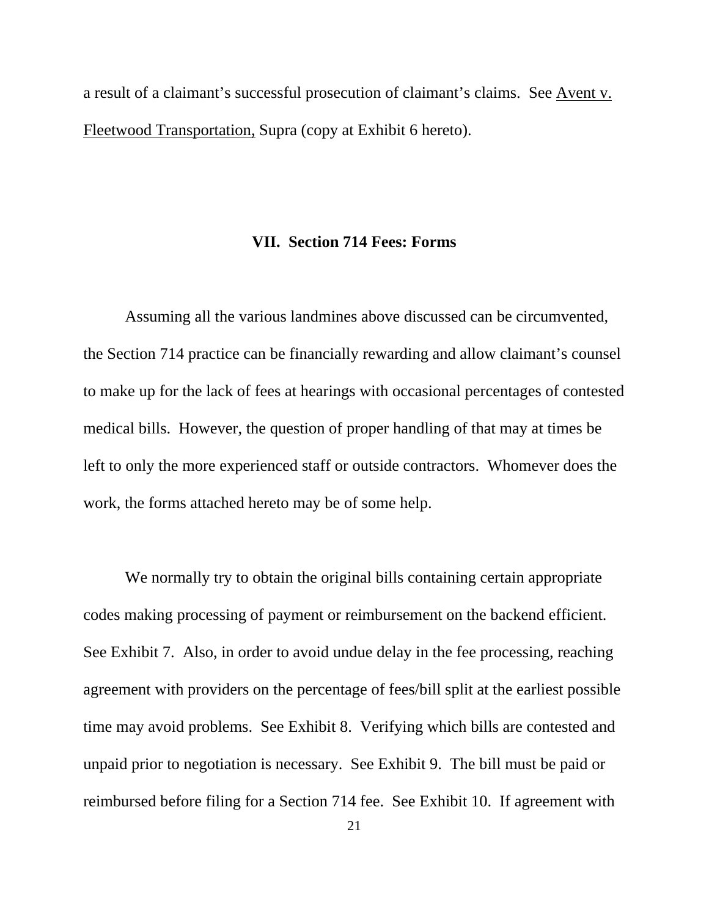a result of a claimant's successful prosecution of claimant's claims. See Avent v. Fleetwood Transportation, Supra (copy at Exhibit 6 hereto).

## VII. Section 714 Fees: Forms

Assuming all the various landmines above discussed can be circumvented, the Section 714 practice can be financially rewarding and allow claimant's counsel to make up for the lack of fees at hearings with occasional percentages of contested medical bills. However, the question of proper handling of that may at times be left to only the more experienced staff or outside contractors. Whomever does the work, the forms attached hereto may be of some help.

We normally try to obtain the original bills containing certain appropriate codes making processing of payment or reimbursement on the backend efficient. See Exhibit 7. Also, in order to avoid undue delay in the fee processing, reaching agreement with providers on the percentage of fees/bill split at the earliest possible time may avoid problems. See Exhibit 8. Verifying which bills are contested and unpaid prior to negotiation is necessary. See Exhibit 9. The bill must be paid or reimbursed before filing for a Section 714 fee. See Exhibit 10. If agreement with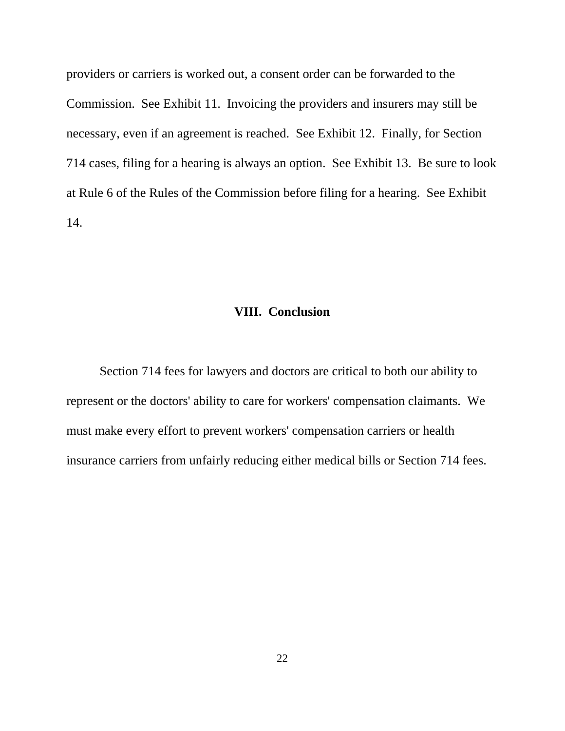providers or carriers is worked out, a consent order can be forwarded to the Commission. See Exhibit 11. Invoicing the providers and insurers may still be necessary, even if an agreement is reached. See Exhibit 12. Finally, for Section 714 cases, filing for a hearing is always an option. See Exhibit 13. Be sure to look at Rule 6 of the Rules of the Commission before filing for a hearing. See Exhibit 14.

## VIII. Conclusion

Section 714 fees for lawyers and doctors are critical to both our ability to represent or the doctors' ability to care for workers' compensation claimants. We must make every effort to prevent workers' compensation carriers or health insurance carriers from unfairly reducing either medical bills or Section 714 fees.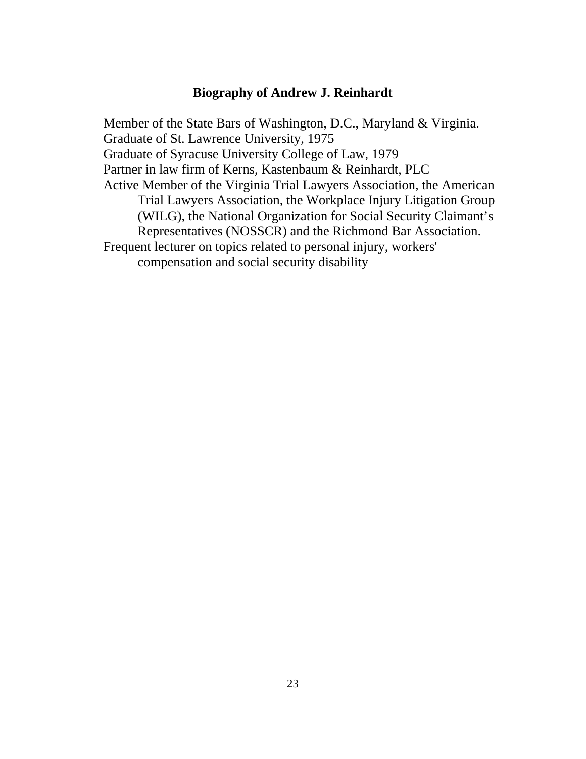## Biography of Andrew J. Reinhardt

Member of the State Bars of Washington, D.C., Maryland & Virginia.
Graduate of St. Lawrence University, 1975
Graduate of Syracuse University College of Law, 1979
Partner in law firm of Kerns, Kastenbaum & Reinhardt, PLC
Active Member of the Virginia Trial Lawyers Association, the American Trial Lawyers Association, the Workplace Injury Litigation Group (WILG), the National Organization for Social Security Claimant's Representatives (NOSSCR) and the Richmond Bar Association.
Frequent lecturer on topics related to personal injury, workers' compensation and social security disability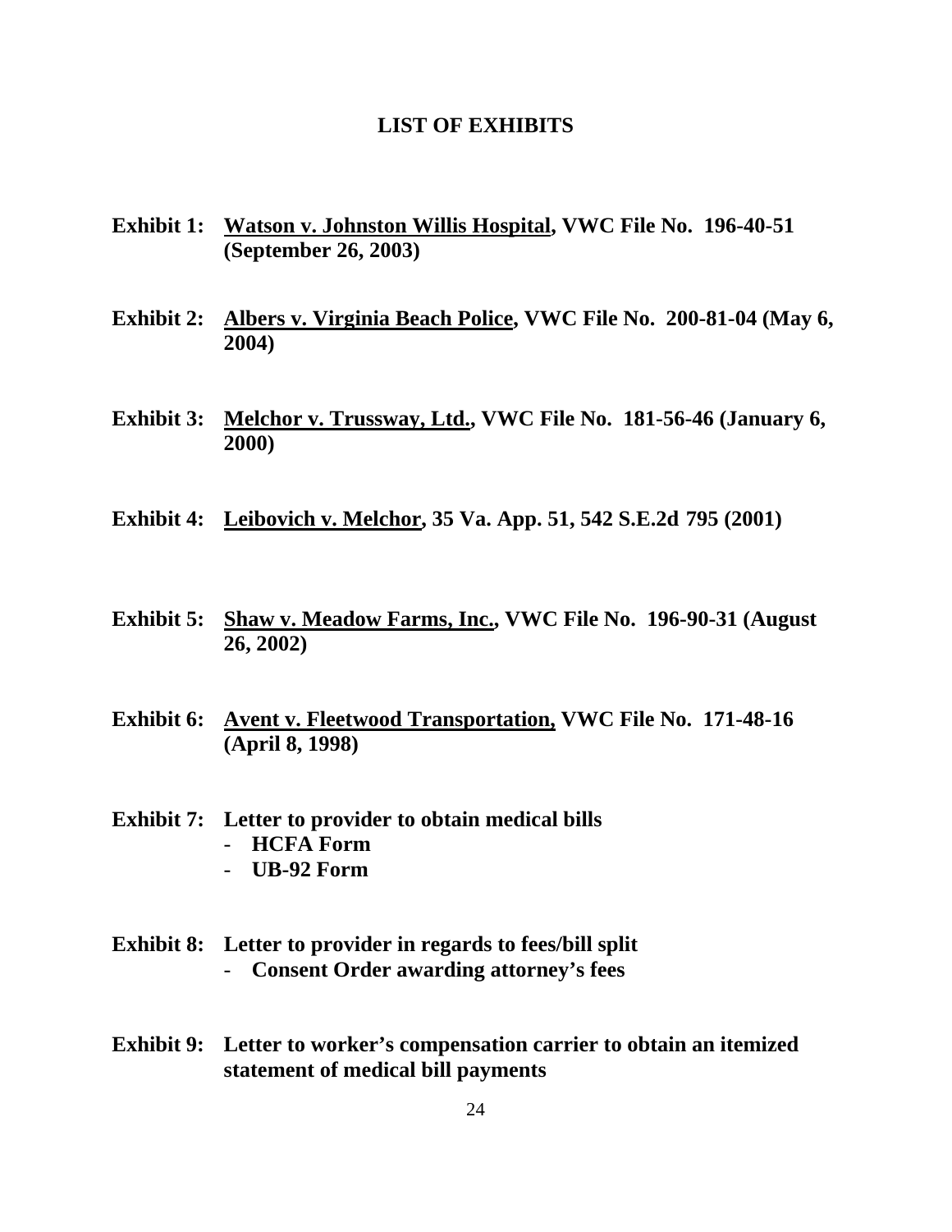# LIST OF EXHIBITS

**Exhibit 1:** **<u>Watson v. Johnston Willis Hospital</u>, VWC File No. 196-40-51 (September 26, 2003)**

**Exhibit 2:** **<u>Albers v. Virginia Beach Police</u>, VWC File No. 200-81-04 (May 6, 2004)**

**Exhibit 3:** **<u>Melchor v. Trussway, Ltd.</u>, VWC File No. 181-56-46 (January 6, 2000)**

**Exhibit 4:** **<u>Leibovich v. Melchor</u>, 35 Va. App. 51, 542 S.E.2d 795 (2001)**

**Exhibit 5:** **<u>Shaw v. Meadow Farms, Inc.</u>, VWC File No. 196-90-31 (August 26, 2002)**

**Exhibit 6:** **<u>Avent v. Fleetwood Transportation,</u> VWC File No. 171-48-16 (April 8, 1998)**

**Exhibit 7:** **Letter to provider to obtain medical bills**
- **HCFA Form**
- **UB-92 Form**

**Exhibit 8:** **Letter to provider in regards to fees/bill split**
- **Consent Order awarding attorney's fees**

**Exhibit 9:** **Letter to worker's compensation carrier to obtain an itemized statement of medical bill payments**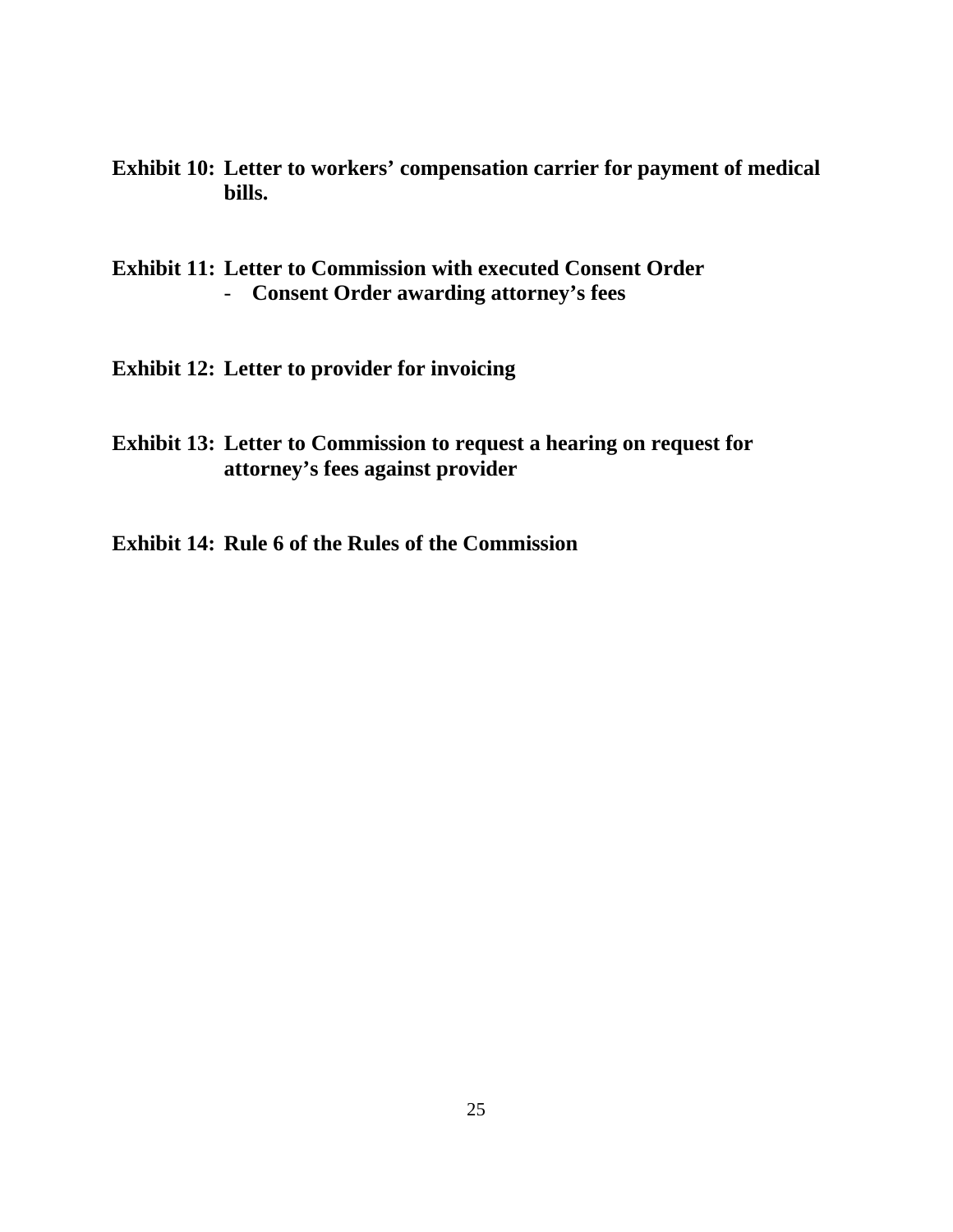**Exhibit 10:** **Letter to workers' compensation carrier for payment of medical bills.**

**Exhibit 11:** **Letter to Commission with executed Consent Order**

- **Consent Order awarding attorney's fees**

**Exhibit 12:** **Letter to provider for invoicing**

**Exhibit 13:** **Letter to Commission to request a hearing on request for attorney's fees against provider**

**Exhibit 14:** **Rule 6 of the Rules of the Commission**